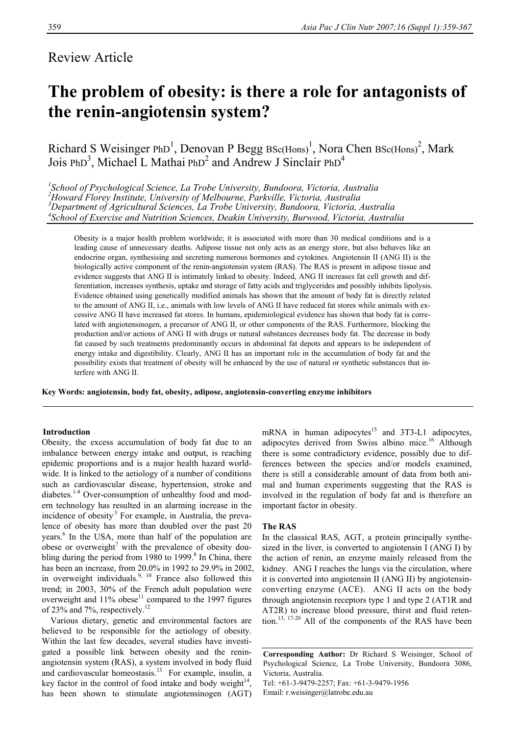Review Article

# The problem of obesity: is there a role for antagonists of the renin-angiotensin system?

Richard S Weisinger PhD[1], Denovan P Begg BSc(Hons)[1], Nora Chen BSc(Hons)[2], Mark Jois PhD[3], Michael L Mathai PhD[2] and Andrew J Sinclair PhD[4]

[1]*School of Psychological Science, La Trobe University, Bundoora, Victoria, Australia*
[2]*Howard Florey Institute, University of Melbourne, Parkville, Victoria, Australia*
[3]*Department of Agricultural Sciences, La Trobe University, Bundoora, Victoria, Australia*
[4]*School of Exercise and Nutrition Sciences, Deakin University, Burwood, Victoria, Australia*

Obesity is a major health problem worldwide; it is associated with more than 30 medical conditions and is a leading cause of unnecessary deaths. Adipose tissue not only acts as an energy store, but also behaves like an endocrine organ, synthesising and secreting numerous hormones and cytokines. Angiotensin II (ANG II) is the biologically active component of the renin-angiotensin system (RAS). The RAS is present in adipose tissue and evidence suggests that ANG II is intimately linked to obesity. Indeed, ANG II increases fat cell growth and differentiation, increases synthesis, uptake and storage of fatty acids and triglycerides and possibly inhibits lipolysis. Evidence obtained using genetically modified animals has shown that the amount of body fat is directly related to the amount of ANG II, i.e., animals with low levels of ANG II have reduced fat stores while animals with excessive ANG II have increased fat stores. In humans, epidemiological evidence has shown that body fat is correlated with angiotensinogen, a precursor of ANG II, or other components of the RAS. Furthermore, blocking the production and/or actions of ANG II with drugs or natural substances decreases body fat. The decrease in body fat caused by such treatments predominantly occurs in abdominal fat depots and appears to be independent of energy intake and digestibility. Clearly, ANG II has an important role in the accumulation of body fat and the possibility exists that treatment of obesity will be enhanced by the use of natural or synthetic substances that interfere with ANG II.

**Key Words: angiotensin, body fat, obesity, adipose, angiotensin-converting enzyme inhibitors**

## Introduction

Obesity, the excess accumulation of body fat due to an imbalance between energy intake and output, is reaching epidemic proportions and is a major health hazard worldwide. It is linked to the aetiology of a number of conditions such as cardiovascular disease, hypertension, stroke and diabetes.[1-4] Over-consumption of unhealthy food and modern technology has resulted in an alarming increase in the incidence of obesity.[5] For example, in Australia, the prevalence of obesity has more than doubled over the past 20 years.[6] In the USA, more than half of the population are obese or overweight[7] with the prevalence of obesity doubling during the period from 1980 to 1999.[8] In China, there has been an increase, from 20.0% in 1992 to 29.9% in 2002, in overweight individuals.[9, 10] France also followed this trend; in 2003, 30% of the French adult population were overweight and 11% obese[11] compared to the 1997 figures of 23% and 7%, respectively.[12]

Various dietary, genetic and environmental factors are believed to be responsible for the aetiology of obesity. Within the last few decades, several studies have investigated a possible link between obesity and the renin-angiotensin system (RAS), a system involved in body fluid and cardiovascular homeostasis.[13] For example, insulin, a key factor in the control of food intake and body weight[14], has been shown to stimulate angiotensinogen (AGT) mRNA in human adipocytes[15] and 3T3-L1 adipocytes, adipocytes derived from Swiss albino mice.[16] Although there is some contradictory evidence, possibly due to differences between the species and/or models examined, there is still a considerable amount of data from both animal and human experiments suggesting that the RAS is involved in the regulation of body fat and is therefore an important factor in obesity.

## The RAS

In the classical RAS, AGT, a protein principally synthesized in the liver, is converted to angiotensin I (ANG I) by the action of renin, an enzyme mainly released from the kidney. ANG I reaches the lungs via the circulation, where it is converted into angiotensin II (ANG II) by angiotensin-converting enzyme (ACE). ANG II acts on the body through angiotensin receptors type 1 and type 2 (AT1R and AT2R) to increase blood pressure, thirst and fluid retention.[13, 17-20] All of the components of the RAS have been

**Corresponding Author:** Dr Richard S Weisinger, School of Psychological Science, La Trobe University, Bundoora 3086, Victoria, Australia.
Tel: +61-3-9479-2257; Fax: +61-3-9479-1956
Email: r.weisinger@latrobe.edu.au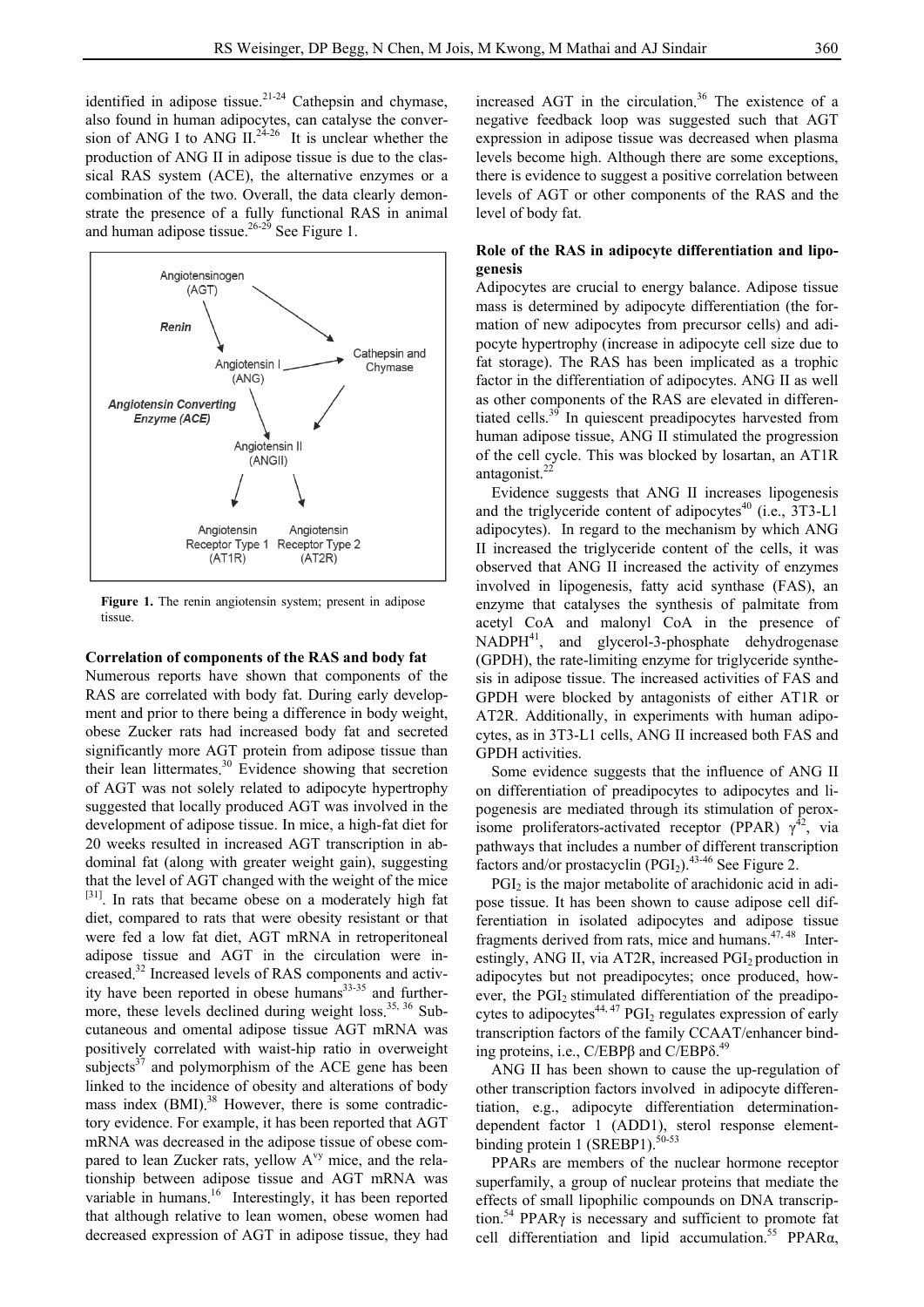identified in adipose tissue.[21-24] Cathepsin and chymase, also found in human adipocytes, can catalyse the conversion of ANG I to ANG II.[24-26] It is unclear whether the production of ANG II in adipose tissue is due to the classical RAS system (ACE), the alternative enzymes or a combination of the two. Overall, the data clearly demonstrate the presence of a fully functional RAS in animal and human adipose tissue.[26-29] See Figure 1.

**Figure 1.** The renin angiotensin system; present in adipose tissue.

**Correlation of components of the RAS and body fat**

Numerous reports have shown that components of the RAS are correlated with body fat. During early development and prior to there being a difference in body weight, obese Zucker rats had increased body fat and secreted significantly more AGT protein from adipose tissue than their lean littermates.[30] Evidence showing that secretion of AGT was not solely related to adipocyte hypertrophy suggested that locally produced AGT was involved in the development of adipose tissue. In mice, a high-fat diet for 20 weeks resulted in increased AGT transcription in abdominal fat (along with greater weight gain), suggesting that the level of AGT changed with the weight of the mice [31]. In rats that became obese on a moderately high fat diet, compared to rats that were obesity resistant or that were fed a low fat diet, AGT mRNA in retroperitoneal adipose tissue and AGT in the circulation were increased.[32] Increased levels of RAS components and activity have been reported in obese humans[33-35] and furthermore, these levels declined during weight loss.[35, 36] Subcutaneous and omental adipose tissue AGT mRNA was positively correlated with waist-hip ratio in overweight subjects[37] and polymorphism of the ACE gene has been linked to the incidence of obesity and alterations of body mass index (BMI).[38] However, there is some contradictory evidence. For example, it has been reported that AGT mRNA was decreased in the adipose tissue of obese compared to lean Zucker rats, yellow $A^{vy}$ mice, and the relationship between adipose tissue and AGT mRNA was variable in humans.[16] Interestingly, it has been reported that although relative to lean women, obese women had decreased expression of AGT in adipose tissue, they had increased AGT in the circulation.[36] The existence of a negative feedback loop was suggested such that AGT expression in adipose tissue was decreased when plasma levels become high. Although there are some exceptions, there is evidence to suggest a positive correlation between levels of AGT or other components of the RAS and the level of body fat.

**Role of the RAS in adipocyte differentiation and lipogenesis**

Adipocytes are crucial to energy balance. Adipose tissue mass is determined by adipocyte differentiation (the formation of new adipocytes from precursor cells) and adipocyte hypertrophy (increase in adipocyte cell size due to fat storage). The RAS has been implicated as a trophic factor in the differentiation of adipocytes. ANG II as well as other components of the RAS are elevated in differentiated cells.[39] In quiescent preadipocytes harvested from human adipose tissue, ANG II stimulated the progression of the cell cycle. This was blocked by losartan, an AT1R antagonist.[22]

Evidence suggests that ANG II increases lipogenesis and the triglyceride content of adipocytes[40] (i.e., 3T3-L1 adipocytes). In regard to the mechanism by which ANG II increased the triglyceride content of the cells, it was observed that ANG II increased the activity of enzymes involved in lipogenesis, fatty acid synthase (FAS), an enzyme that catalyses the synthesis of palmitate from acetyl CoA and malonyl CoA in the presence of NADPH[41], and glycerol-3-phosphate dehydrogenase (GPDH), the rate-limiting enzyme for triglyceride synthesis in adipose tissue. The increased activities of FAS and GPDH were blocked by antagonists of either AT1R or AT2R. Additionally, in experiments with human adipocytes, as in 3T3-L1 cells, ANG II increased both FAS and GPDH activities.

Some evidence suggests that the influence of ANG II on differentiation of preadipocytes to adipocytes and lipogenesis are mediated through its stimulation of peroxisome proliferators-activated receptor (PPAR) $\gamma$[42], via pathways that includes a number of different transcription factors and/or prostacyclin ($PGI_2$).[43-46] See Figure 2.

$PGI_2$ is the major metabolite of arachidonic acid in adipose tissue. It has been shown to cause adipose cell differentiation in isolated adipocytes and adipose tissue fragments derived from rats, mice and humans.[47, 48] Interestingly, ANG II, via AT2R, increased $PGI_2$ production in adipocytes but not preadipocytes; once produced, however, the $PGI_2$ stimulated differentiation of the preadipocytes to adipocytes[44, 47] $PGI_2$ regulates expression of early transcription factors of the family CCAAT/enhancer binding proteins, i.e., C/EBPβ and C/EBPδ.[49]

ANG II has been shown to cause the up-regulation of other transcription factors involved in adipocyte differentiation, e.g., adipocyte differentiation determination-dependent factor 1 (ADD1), sterol response element-binding protein 1 (SREBP1).[50-53]

PPARs are members of the nuclear hormone receptor superfamily, a group of nuclear proteins that mediate the effects of small lipophilic compounds on DNA transcription.[54] PPARγ is necessary and sufficient to promote fat cell differentiation and lipid accumulation.[55] PPARα,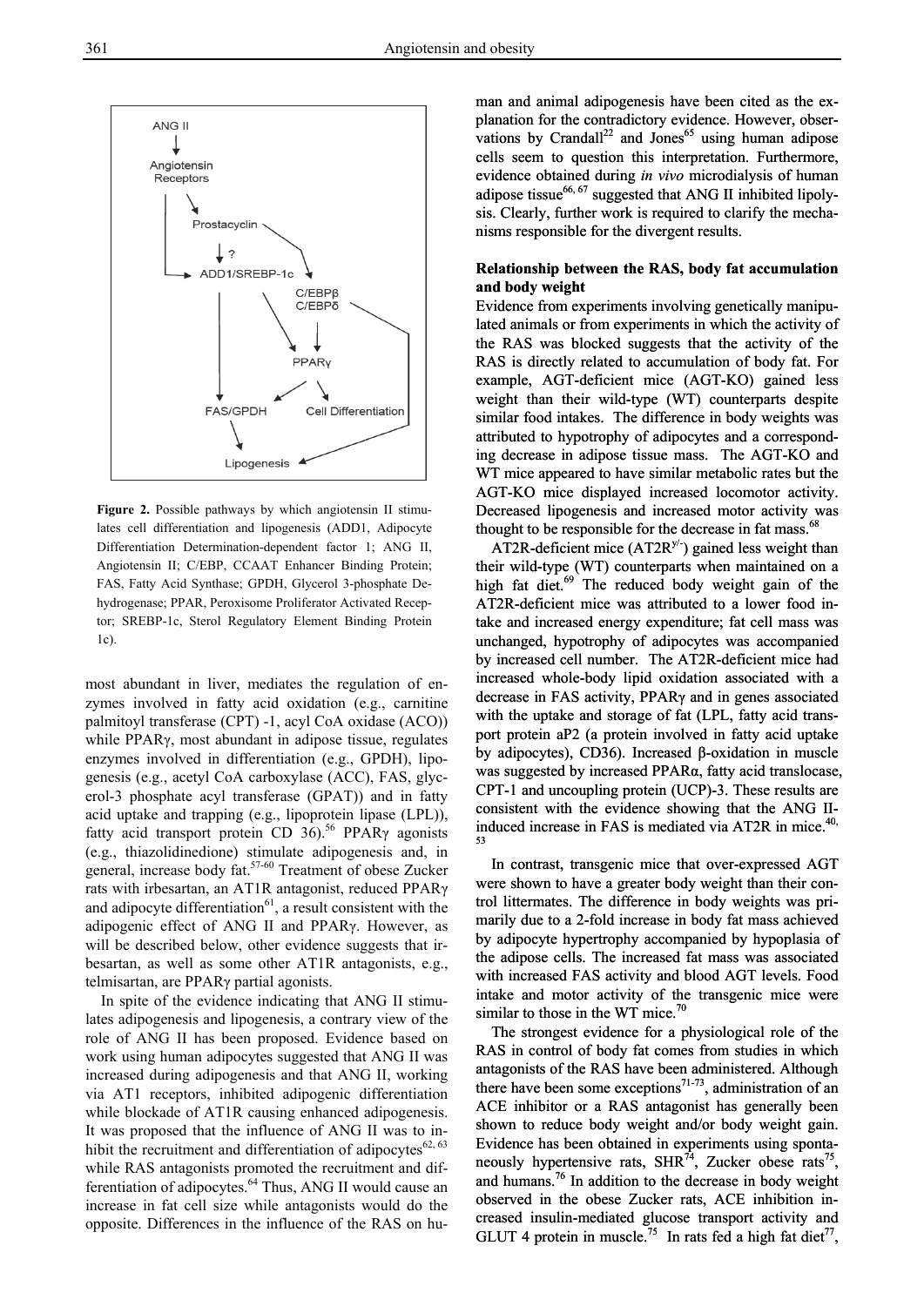ANG II
↓
Angiotensin Receptors
→ Prostacyclin
→ ADD1/SREBP-1c
→ C/EBPβ C/EBPδ
→ PPARγ
→ FAS/GPDH
→ Cell Differentiation
→ Lipogenesis

**Figure 2.** Possible pathways by which angiotensin II stimulates cell differentiation and lipogenesis (ADD1, Adipocyte Differentiation Determination-dependent factor 1; ANG II, Angiotensin II; C/EBP, CCAAT Enhancer Binding Protein; FAS, Fatty Acid Synthase; GPDH, Glycerol 3-phosphate Dehydrogenase; PPAR, Peroxisome Proliferator Activated Receptor; SREBP-1c, Sterol Regulatory Element Binding Protein 1c).

most abundant in liver, mediates the regulation of enzymes involved in fatty acid oxidation (e.g., carnitine palmitoyl transferase (CPT) -1, acyl CoA oxidase (ACO)) while PPARγ, most abundant in adipose tissue, regulates enzymes involved in differentiation (e.g., GPDH), lipogenesis (e.g., acetyl CoA carboxylase (ACC), FAS, glycerol-3 phosphate acyl transferase (GPAT)) and in fatty acid uptake and trapping (e.g., lipoprotein lipase (LPL)), fatty acid transport protein CD 36).[56] PPARγ agonists (e.g., thiazolidinedione) stimulate adipogenesis and, in general, increase body fat.[57-60] Treatment of obese Zucker rats with irbesartan, an AT1R antagonist, reduced PPARγ and adipocyte differentiation[61], a result consistent with the adipogenic effect of ANG II and PPARγ. However, as will be described below, other evidence suggests that irbesartan, as well as some other AT1R antagonists, e.g., telmisartan, are PPARγ partial agonists.

In spite of the evidence indicating that ANG II stimulates adipogenesis and lipogenesis, a contrary view of the role of ANG II has been proposed. Evidence based on work using human adipocytes suggested that ANG II was increased during adipogenesis and that ANG II, working via AT1 receptors, inhibited adipogenic differentiation while blockade of AT1R causing enhanced adipogenesis. It was proposed that the influence of ANG II was to inhibit the recruitment and differentiation of adipocytes[62, 63] while RAS antagonists promoted the recruitment and differentiation of adipocytes.[64] Thus, ANG II would cause an increase in fat cell size while antagonists would do the opposite. Differences in the influence of the RAS on human and animal adipogenesis have been cited as the explanation for the contradictory evidence. However, observations by Crandall[22] and Jones[65] using human adipose cells seem to question this interpretation. Furthermore, evidence obtained during *in vivo* microdialysis of human adipose tissue[66, 67] suggested that ANG II inhibited lipolysis. Clearly, further work is required to clarify the mechanisms responsible for the divergent results.

**Relationship between the RAS, body fat accumulation and body weight**

Evidence from experiments involving genetically manipulated animals or from experiments in which the activity of the RAS was blocked suggests that the activity of the RAS is directly related to accumulation of body fat. For example, AGT-deficient mice (AGT-KO) gained less weight than their wild-type (WT) counterparts despite similar food intakes. The difference in body weights was attributed to hypotrophy of adipocytes and a corresponding decrease in adipose tissue mass. The AGT-KO and WT mice appeared to have similar metabolic rates but the AGT-KO mice displayed increased locomotor activity. Decreased lipogenesis and increased motor activity was thought to be responsible for the decrease in fat mass.[68]

AT2R-deficient mice (AT2R$^{y/-}$) gained less weight than their wild-type (WT) counterparts when maintained on a high fat diet.[69] The reduced body weight gain of the AT2R-deficient mice was attributed to a lower food intake and increased energy expenditure; fat cell mass was unchanged, hypotrophy of adipocytes was accompanied by increased cell number. The AT2R-deficient mice had increased whole-body lipid oxidation associated with a decrease in FAS activity, PPARγ and in genes associated with the uptake and storage of fat (LPL, fatty acid transport protein aP2 (a protein involved in fatty acid uptake by adipocytes), CD36). Increased β-oxidation in muscle was suggested by increased PPARα, fatty acid translocase, CPT-1 and uncoupling protein (UCP)-3. These results are consistent with the evidence showing that the ANG II-induced increase in FAS is mediated via AT2R in mice.[40, 53]

In contrast, transgenic mice that over-expressed AGT were shown to have a greater body weight than their control littermates. The difference in body weights was primarily due to a 2-fold increase in body fat mass achieved by adipocyte hypertrophy accompanied by hypoplasia of the adipose cells. The increased fat mass was associated with increased FAS activity and blood AGT levels. Food intake and motor activity of the transgenic mice were similar to those in the WT mice.[70]

The strongest evidence for a physiological role of the RAS in control of body fat comes from studies in which antagonists of the RAS have been administered. Although there have been some exceptions[71-73], administration of an ACE inhibitor or a RAS antagonist has generally been shown to reduce body weight and/or body weight gain. Evidence has been obtained in experiments using spontaneously hypertensive rats, SHR[74], Zucker obese rats[75], and humans.[76] In addition to the decrease in body weight observed in the obese Zucker rats, ACE inhibition increased insulin-mediated glucose transport activity and GLUT 4 protein in muscle.[75] In rats fed a high fat diet[77],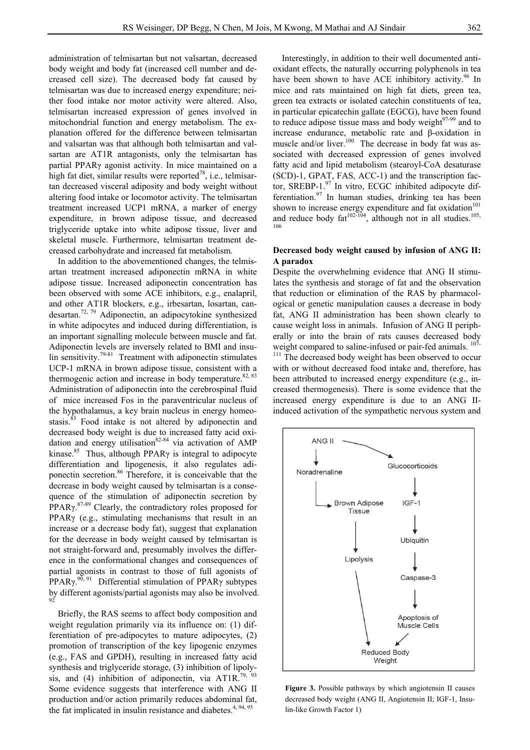administration of telmisartan but not valsartan, decreased body weight and body fat (increased cell number and decreased cell size). The decreased body fat caused by telmisartan was due to increased energy expenditure; neither food intake nor motor activity were altered. Also, telmisartan increased expression of genes involved in mitochondrial function and energy metabolism. The explanation offered for the difference between telmisartan and valsartan was that although both telmisartan and valsartan are AT1R antagonists, only the telmisartan has partial PPARγ agonist activity. In mice maintained on a high fat diet, similar results were reported[78], i.e., telmisartan decreased visceral adiposity and body weight without altering food intake or locomotor activity. The telmisartan treatment increased UCP1 mRNA, a marker of energy expenditure, in brown adipose tissue, and decreased triglyceride uptake into white adipose tissue, liver and skeletal muscle. Furthermore, telmisartan treatment decreased carbohydrate and increased fat metabolism.

In addition to the abovementioned changes, the telmisartan treatment increased adiponectin mRNA in white adipose tissue. Increased adiponectin concentration has been observed with some ACE inhibitors, e.g., enalapril, and other AT1R blockers, e.g., irbesartan, losartan, candesartan.[72, 79] Adiponectin, an adipocytokine synthesized in white adipocytes and induced during differentiation, is an important signalling molecule between muscle and fat. Adiponectin levels are inversely related to BMI and insulin sensitivity.[79-81] Treatment with adiponectin stimulates UCP-1 mRNA in brown adipose tissue, consistent with a thermogenic action and increase in body temperature.[82, 83] Administration of adiponectin into the cerebrospinal fluid of mice increased Fos in the paraventricular nucleus of the hypothalamus, a key brain nucleus in energy homeostasis.[83] Food intake is not altered by adiponectin and decreased body weight is due to increased fatty acid oxidation and energy utilisation[82-84] via activation of AMP kinase.[85] Thus, although PPARγ is integral to adipocyte differentiation and lipogenesis, it also regulates adiponectin secretion.[86] Therefore, it is conceivable that the decrease in body weight caused by telmisartan is a consequence of the stimulation of adiponectin secretion by PPARγ.[87-89] Clearly, the contradictory roles proposed for PPARγ (e.g., stimulating mechanisms that result in an increase or a decrease body fat), suggest that explanation for the decrease in body weight caused by telmisartan is not straight-forward and, presumably involves the difference in the conformational changes and consequences of partial agonists in contrast to those of full agonists of PPARγ.[90, 91] Differential stimulation of PPARγ subtypes by different agonists/partial agonists may also be involved.[92]

Briefly, the RAS seems to affect body composition and weight regulation primarily via its influence on: (1) differentiation of pre-adipocytes to mature adipocytes, (2) promotion of transcription of the key lipogenic enzymes (e.g., FAS and GPDH), resulting in increased fatty acid synthesis and triglyceride storage, (3) inhibition of lipolysis, and (4) inhibition of adiponectin, via AT1R.[79, 93] Some evidence suggests that interference with ANG II production and/or action primarily reduces abdominal fat, the fat implicated in insulin resistance and diabetes.[4, 94, 95]

Interestingly, in addition to their well documented antioxidant effects, the naturally occurring polyphenols in tea have been shown to have ACE inhibitory activity.[96] In mice and rats maintained on high fat diets, green tea, green tea extracts or isolated catechin constituents of tea, in particular epicatechin gallate (EGCG), have been found to reduce adipose tissue mass and body weight[97-99] and to increase endurance, metabolic rate and β-oxidation in muscle and/or liver.[100] The decrease in body fat was associated with decreased expression of genes involved fatty acid and lipid metabolism (stearoyl-CoA desaturase (SCD)-1, GPAT, FAS, ACC-1) and the transcription factor, SREBP-1.[97] In vitro, ECGC inhibited adipocyte differentiation.[97] In human studies, drinking tea has been shown to increase energy expenditure and fat oxidation[101] and reduce body fat[102-104], although not in all studies.[105, 106]

### Decreased body weight caused by infusion of ANG II: A paradox

Despite the overwhelming evidence that ANG II stimulates the synthesis and storage of fat and the observation that reduction or elimination of the RAS by pharmacological or genetic manipulation causes a decrease in body fat, ANG II administration has been shown clearly to cause weight loss in animals. Infusion of ANG II peripherally or into the brain of rats causes decreased body weight compared to saline-infused or pair-fed animals.[107-111] The decreased body weight has been observed to occur with or without decreased food intake and, therefore, has been attributed to increased energy expenditure (e.g., increased thermogenesis). There is some evidence that the increased energy expenditure is due to an ANG II-induced activation of the sympathetic nervous system and

```
ANG II ──────────────────────► Glucocorticoids
  │                                  │
  ▼                                  ▼
Noradrenaline                      IGF-1
  │                                  │
  └──► Brown Adipose Tissue          ▼
              │                  Ubiquitin
              ▼                      │
          Lipolysis                  ▼
              │                  Caspase-3
              │                      │
              │                      ▼
              │              Apoptosis of Muscle Cells
              │                      │
              ▼                      ▼
              Reduced Body Weight
```

**Figure 3.** Possible pathways by which angiotensin II causes decreased body weight (ANG II, Angiotensin II; IGF-1, Insulin-like Growth Factor 1)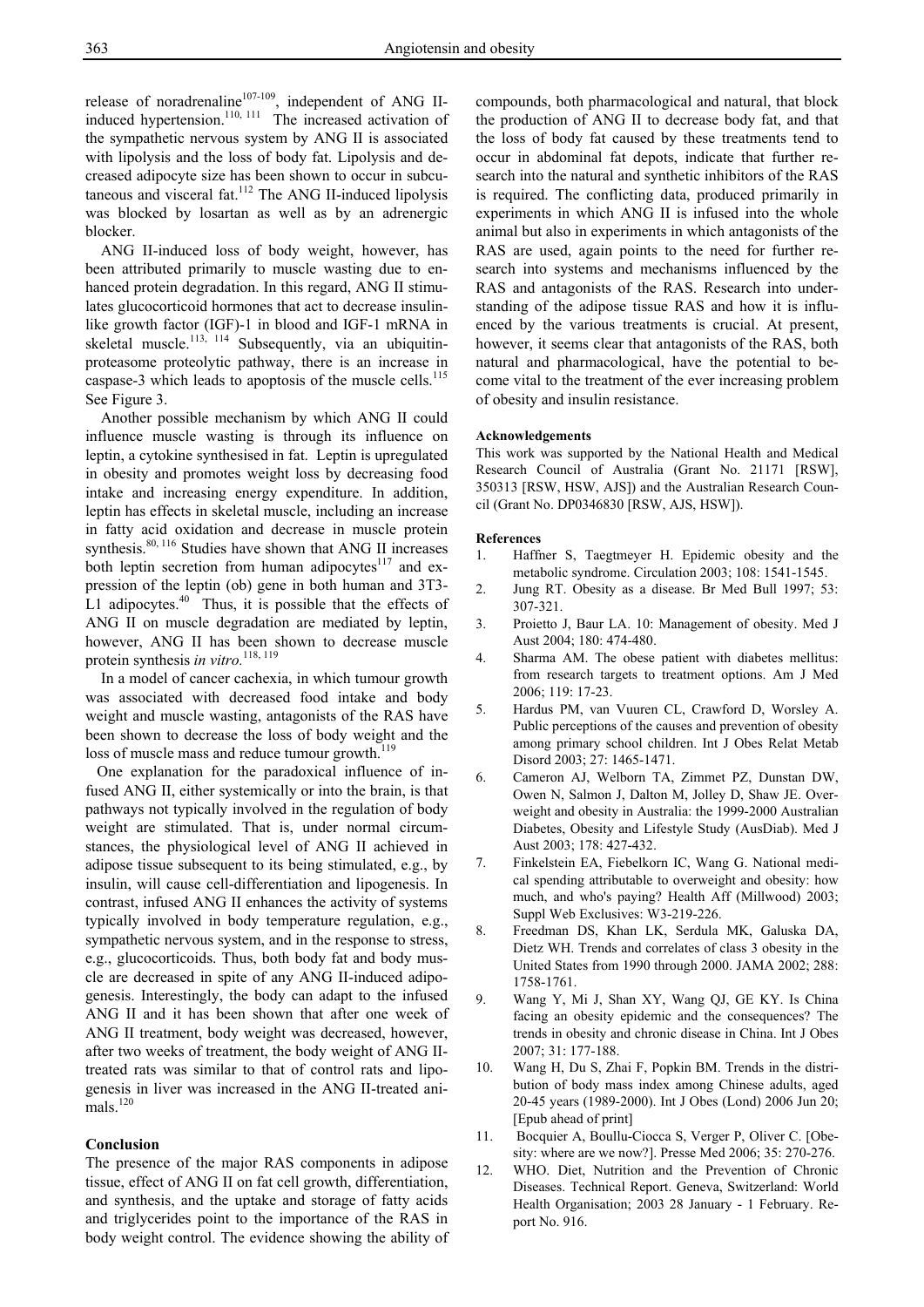release of noradrenaline[107-109], independent of ANG II-induced hypertension.[110, 111] The increased activation of the sympathetic nervous system by ANG II is associated with lipolysis and the loss of body fat. Lipolysis and decreased adipocyte size has been shown to occur in subcutaneous and visceral fat.[112] The ANG II-induced lipolysis was blocked by losartan as well as by an adrenergic blocker.

ANG II-induced loss of body weight, however, has been attributed primarily to muscle wasting due to enhanced protein degradation. In this regard, ANG II stimulates glucocorticoid hormones that act to decrease insulin-like growth factor (IGF)-1 in blood and IGF-1 mRNA in skeletal muscle.[113, 114] Subsequently, via an ubiquitin-proteasome proteolytic pathway, there is an increase in caspase-3 which leads to apoptosis of the muscle cells.[115] See Figure 3.

Another possible mechanism by which ANG II could influence muscle wasting is through its influence on leptin, a cytokine synthesised in fat. Leptin is upregulated in obesity and promotes weight loss by decreasing food intake and increasing energy expenditure. In addition, leptin has effects in skeletal muscle, including an increase in fatty acid oxidation and decrease in muscle protein synthesis.[80, 116] Studies have shown that ANG II increases both leptin secretion from human adipocytes[117] and expression of the leptin (ob) gene in both human and 3T3-L1 adipocytes.[40] Thus, it is possible that the effects of ANG II on muscle degradation are mediated by leptin, however, ANG II has been shown to decrease muscle protein synthesis *in vitro*.[118, 119]

In a model of cancer cachexia, in which tumour growth was associated with decreased food intake and body weight and muscle wasting, antagonists of the RAS have been shown to decrease the loss of body weight and the loss of muscle mass and reduce tumour growth.[119]

One explanation for the paradoxical influence of infused ANG II, either systemically or into the brain, is that pathways not typically involved in the regulation of body weight are stimulated. That is, under normal circumstances, the physiological level of ANG II achieved in adipose tissue subsequent to its being stimulated, e.g., by insulin, will cause cell-differentiation and lipogenesis. In contrast, infused ANG II enhances the activity of systems typically involved in body temperature regulation, e.g., sympathetic nervous system, and in the response to stress, e.g., glucocorticoids. Thus, both body fat and body muscle are decreased in spite of any ANG II-induced adipogenesis. Interestingly, the body can adapt to the infused ANG II and it has been shown that after one week of ANG II treatment, body weight was decreased, however, after two weeks of treatment, the body weight of ANG II-treated rats was similar to that of control rats and lipogenesis in liver was increased in the ANG II-treated animals.[120]

## Conclusion

The presence of the major RAS components in adipose tissue, effect of ANG II on fat cell growth, differentiation, and synthesis, and the uptake and storage of fatty acids and triglycerides point to the importance of the RAS in body weight control. The evidence showing the ability of compounds, both pharmacological and natural, that block the production of ANG II to decrease body fat, and that the loss of body fat caused by these treatments tend to occur in abdominal fat depots, indicate that further research into the natural and synthetic inhibitors of the RAS is required. The conflicting data, produced primarily in experiments in which ANG II is infused into the whole animal but also in experiments in which antagonists of the RAS are used, again points to the need for further research into systems and mechanisms influenced by the RAS and antagonists of the RAS. Research into understanding of the adipose tissue RAS and how it is influenced by the various treatments is crucial. At present, however, it seems clear that antagonists of the RAS, both natural and pharmacological, have the potential to become vital to the treatment of the ever increasing problem of obesity and insulin resistance.

### Acknowledgements

This work was supported by the National Health and Medical Research Council of Australia (Grant No. 21171 [RSW], 350313 [RSW, HSW, AJS]) and the Australian Research Council (Grant No. DP0346830 [RSW, AJS, HSW]).

### References

1. Haffner S, Taegtmeyer H. Epidemic obesity and the metabolic syndrome. Circulation 2003; 108: 1541-1545.
2. Jung RT. Obesity as a disease. Br Med Bull 1997; 53: 307-321.
3. Proietto J, Baur LA. 10: Management of obesity. Med J Aust 2004; 180: 474-480.
4. Sharma AM. The obese patient with diabetes mellitus: from research targets to treatment options. Am J Med 2006; 119: 17-23.
5. Hardus PM, van Vuuren CL, Crawford D, Worsley A. Public perceptions of the causes and prevention of obesity among primary school children. Int J Obes Relat Metab Disord 2003; 27: 1465-1471.
6. Cameron AJ, Welborn TA, Zimmet PZ, Dunstan DW, Owen N, Salmon J, Dalton M, Jolley D, Shaw JE. Overweight and obesity in Australia: the 1999-2000 Australian Diabetes, Obesity and Lifestyle Study (AusDiab). Med J Aust 2003; 178: 427-432.
7. Finkelstein EA, Fiebelkorn IC, Wang G. National medical spending attributable to overweight and obesity: how much, and who's paying? Health Aff (Millwood) 2003; Suppl Web Exclusives: W3-219-226.
8. Freedman DS, Khan LK, Serdula MK, Galuska DA, Dietz WH. Trends and correlates of class 3 obesity in the United States from 1990 through 2000. JAMA 2002; 288: 1758-1761.
9. Wang Y, Mi J, Shan XY, Wang QJ, GE KY. Is China facing an obesity epidemic and the consequences? The trends in obesity and chronic disease in China. Int J Obes 2007; 31: 177-188.
10. Wang H, Du S, Zhai F, Popkin BM. Trends in the distribution of body mass index among Chinese adults, aged 20-45 years (1989-2000). Int J Obes (Lond) 2006 Jun 20; [Epub ahead of print]
11. Bocquier A, Boullu-Ciocca S, Verger P, Oliver C. [Obesity: where are we now?]. Presse Med 2006; 35: 270-276.
12. WHO. Diet, Nutrition and the Prevention of Chronic Diseases. Technical Report. Geneva, Switzerland: World Health Organisation; 2003 28 January - 1 February. Report No. 916.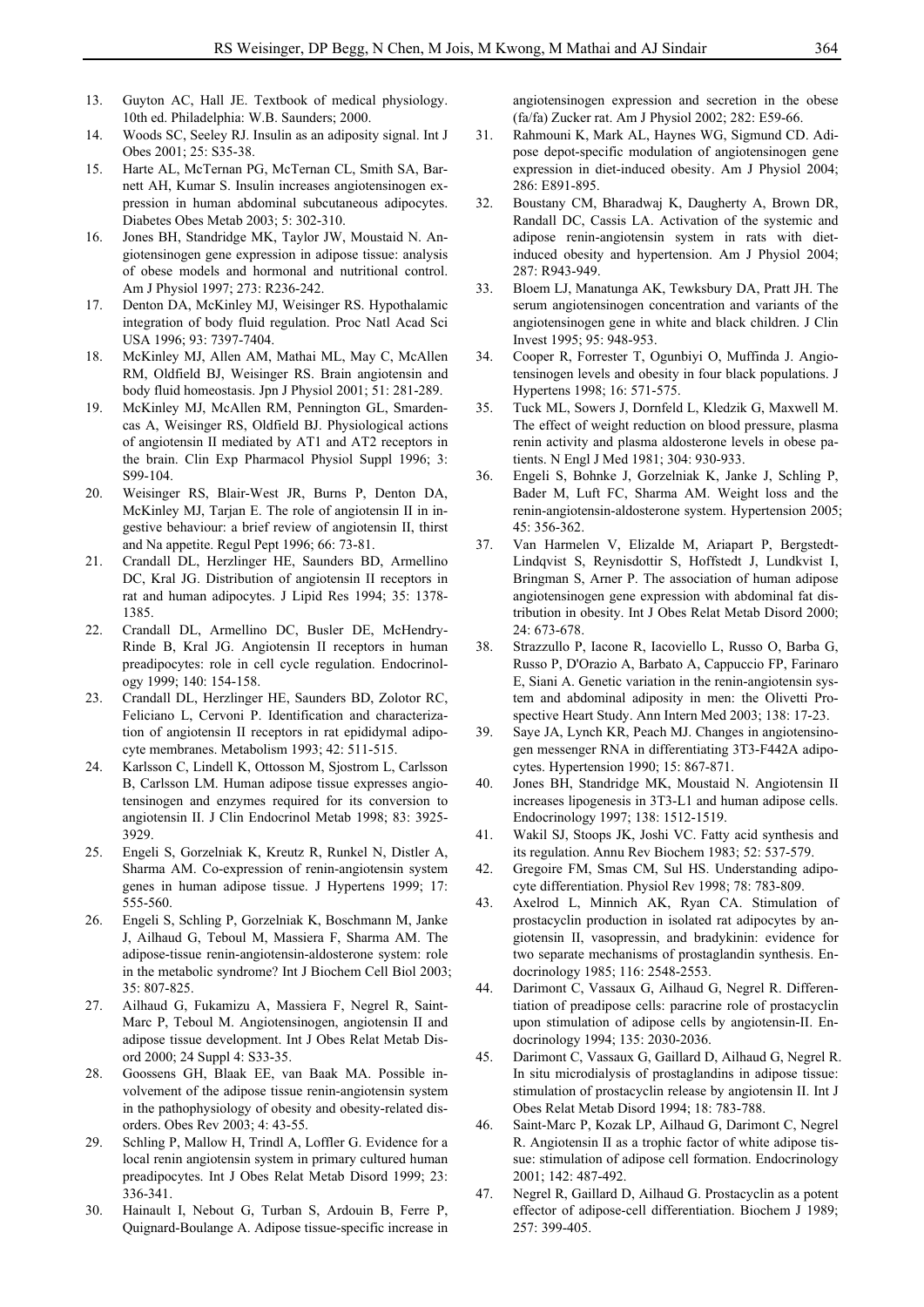13. Guyton AC, Hall JE. Textbook of medical physiology. 10th ed. Philadelphia: W.B. Saunders; 2000.
14. Woods SC, Seeley RJ. Insulin as an adiposity signal. Int J Obes 2001; 25: S35-38.
15. Harte AL, McTernan PG, McTernan CL, Smith SA, Barnett AH, Kumar S. Insulin increases angiotensinogen expression in human abdominal subcutaneous adipocytes. Diabetes Obes Metab 2003; 5: 302-310.
16. Jones BH, Standridge MK, Taylor JW, Moustaid N. Angiotensinogen gene expression in adipose tissue: analysis of obese models and hormonal and nutritional control. Am J Physiol 1997; 273: R236-242.
17. Denton DA, McKinley MJ, Weisinger RS. Hypothalamic integration of body fluid regulation. Proc Natl Acad Sci USA 1996; 93: 7397-7404.
18. McKinley MJ, Allen AM, Mathai ML, May C, McAllen RM, Oldfield BJ, Weisinger RS. Brain angiotensin and body fluid homeostasis. Jpn J Physiol 2001; 51: 281-289.
19. McKinley MJ, McAllen RM, Pennington GL, Smardencas A, Weisinger RS, Oldfield BJ. Physiological actions of angiotensin II mediated by AT1 and AT2 receptors in the brain. Clin Exp Pharmacol Physiol Suppl 1996; 3: S99-104.
20. Weisinger RS, Blair-West JR, Burns P, Denton DA, McKinley MJ, Tarjan E. The role of angiotensin II in ingestive behaviour: a brief review of angiotensin II, thirst and Na appetite. Regul Pept 1996; 66: 73-81.
21. Crandall DL, Herzlinger HE, Saunders BD, Armellino DC, Kral JG. Distribution of angiotensin II receptors in rat and human adipocytes. J Lipid Res 1994; 35: 1378-1385.
22. Crandall DL, Armellino DC, Busler DE, McHendry-Rinde B, Kral JG. Angiotensin II receptors in human preadipocytes: role in cell cycle regulation. Endocrinology 1999; 140: 154-158.
23. Crandall DL, Herzlinger HE, Saunders BD, Zolotor RC, Feliciano L, Cervoni P. Identification and characterization of angiotensin II receptors in rat epididymal adipocyte membranes. Metabolism 1993; 42: 511-515.
24. Karlsson C, Lindell K, Ottosson M, Sjostrom L, Carlsson B, Carlsson LM. Human adipose tissue expresses angiotensinogen and enzymes required for its conversion to angiotensin II. J Clin Endocrinol Metab 1998; 83: 3925-3929.
25. Engeli S, Gorzelniak K, Kreutz R, Runkel N, Distler A, Sharma AM. Co-expression of renin-angiotensin system genes in human adipose tissue. J Hypertens 1999; 17: 555-560.
26. Engeli S, Schling P, Gorzelniak K, Boschmann M, Janke J, Ailhaud G, Teboul M, Massiera F, Sharma AM. The adipose-tissue renin-angiotensin-aldosterone system: role in the metabolic syndrome? Int J Biochem Cell Biol 2003; 35: 807-825.
27. Ailhaud G, Fukamizu A, Massiera F, Negrel R, Saint-Marc P, Teboul M. Angiotensinogen, angiotensin II and adipose tissue development. Int J Obes Relat Metab Disord 2000; 24 Suppl 4: S33-35.
28. Goossens GH, Blaak EE, van Baak MA. Possible involvement of the adipose tissue renin-angiotensin system in the pathophysiology of obesity and obesity-related disorders. Obes Rev 2003; 4: 43-55.
29. Schling P, Mallow H, Trindl A, Loffler G. Evidence for a local renin angiotensin system in primary cultured human preadipocytes. Int J Obes Relat Metab Disord 1999; 23: 336-341.
30. Hainault I, Nebout G, Turban S, Ardouin B, Ferre P, Quignard-Boulange A. Adipose tissue-specific increase in angiotensinogen expression and secretion in the obese (fa/fa) Zucker rat. Am J Physiol 2002; 282: E59-66.
31. Rahmouni K, Mark AL, Haynes WG, Sigmund CD. Adipose depot-specific modulation of angiotensinogen gene expression in diet-induced obesity. Am J Physiol 2004; 286: E891-895.
32. Boustany CM, Bharadwaj K, Daugherty A, Brown DR, Randall DC, Cassis LA. Activation of the systemic and adipose renin-angiotensin system in rats with diet-induced obesity and hypertension. Am J Physiol 2004; 287: R943-949.
33. Bloem LJ, Manatunga AK, Tewksbury DA, Pratt JH. The serum angiotensinogen concentration and variants of the angiotensinogen gene in white and black children. J Clin Invest 1995; 95: 948-953.
34. Cooper R, Forrester T, Ogunbiyi O, Muffinda J. Angiotensinogen levels and obesity in four black populations. J Hypertens 1998; 16: 571-575.
35. Tuck ML, Sowers J, Dornfeld L, Kledzik G, Maxwell M. The effect of weight reduction on blood pressure, plasma renin activity and plasma aldosterone levels in obese patients. N Engl J Med 1981; 304: 930-933.
36. Engeli S, Bohnke J, Gorzelniak K, Janke J, Schling P, Bader M, Luft FC, Sharma AM. Weight loss and the renin-angiotensin-aldosterone system. Hypertension 2005; 45: 356-362.
37. Van Harmelen V, Elizalde M, Ariapart P, Bergstedt-Lindqvist S, Reynisdottir S, Hoffstedt J, Lundkvist I, Bringman S, Arner P. The association of human adipose angiotensinogen gene expression with abdominal fat distribution in obesity. Int J Obes Relat Metab Disord 2000; 24: 673-678.
38. Strazzullo P, Iacone R, Iacoviello L, Russo O, Barba G, Russo P, D'Orazio A, Barbato A, Cappuccio FP, Farinaro E, Siani A. Genetic variation in the renin-angiotensin system and abdominal adiposity in men: the Olivetti Prospective Heart Study. Ann Intern Med 2003; 138: 17-23.
39. Saye JA, Lynch KR, Peach MJ. Changes in angiotensinogen messenger RNA in differentiating 3T3-F442A adipocytes. Hypertension 1990; 15: 867-871.
40. Jones BH, Standridge MK, Moustaid N. Angiotensin II increases lipogenesis in 3T3-L1 and human adipose cells. Endocrinology 1997; 138: 1512-1519.
41. Wakil SJ, Stoops JK, Joshi VC. Fatty acid synthesis and its regulation. Annu Rev Biochem 1983; 52: 537-579.
42. Gregoire FM, Smas CM, Sul HS. Understanding adipocyte differentiation. Physiol Rev 1998; 78: 783-809.
43. Axelrod L, Minnich AK, Ryan CA. Stimulation of prostacyclin production in isolated rat adipocytes by angiotensin II, vasopressin, and bradykinin: evidence for two separate mechanisms of prostaglandin synthesis. Endocrinology 1985; 116: 2548-2553.
44. Darimont C, Vassaux G, Ailhaud G, Negrel R. Differentiation of preadipose cells: paracrine role of prostacyclin upon stimulation of adipose cells by angiotensin-II. Endocrinology 1994; 135: 2030-2036.
45. Darimont C, Vassaux G, Gaillard D, Ailhaud G, Negrel R. In situ microdialysis of prostaglandins in adipose tissue: stimulation of prostacyclin release by angiotensin II. Int J Obes Relat Metab Disord 1994; 18: 783-788.
46. Saint-Marc P, Kozak LP, Ailhaud G, Darimont C, Negrel R. Angiotensin II as a trophic factor of white adipose tissue: stimulation of adipose cell formation. Endocrinology 2001; 142: 487-492.
47. Negrel R, Gaillard D, Ailhaud G. Prostacyclin as a potent effector of adipose-cell differentiation. Biochem J 1989; 257: 399-405.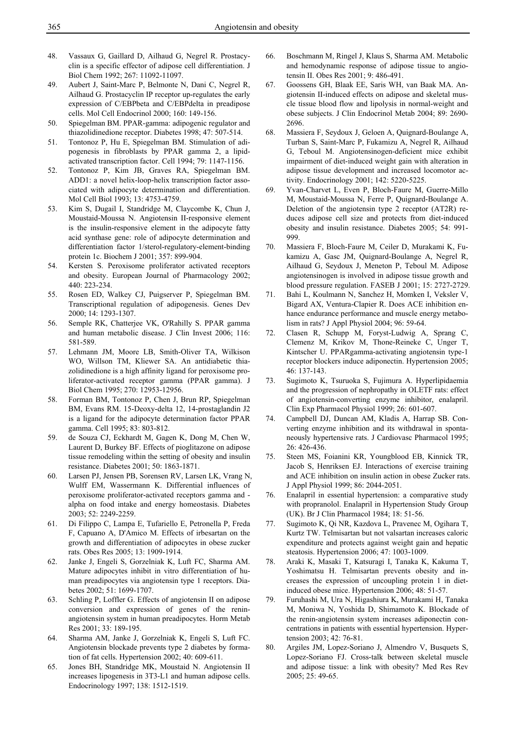48. Vassaux G, Gaillard D, Ailhaud G, Negrel R. Prostacyclin is a specific effector of adipose cell differentiation. J Biol Chem 1992; 267: 11092-11097.
49. Aubert J, Saint-Marc P, Belmonte N, Dani C, Negrel R, Ailhaud G. Prostacyclin IP receptor up-regulates the early expression of C/EBPbeta and C/EBPdelta in preadipose cells. Mol Cell Endocrinol 2000; 160: 149-156.
50. Spiegelman BM. PPAR-gamma: adipogenic regulator and thiazolidinedione receptor. Diabetes 1998; 47: 507-514.
51. Tontonoz P, Hu E, Spiegelman BM. Stimulation of adipogenesis in fibroblasts by PPAR gamma 2, a lipid-activated transcription factor. Cell 1994; 79: 1147-1156.
52. Tontonoz P, Kim JB, Graves RA, Spiegelman BM. ADD1: a novel helix-loop-helix transcription factor associated with adipocyte determination and differentiation. Mol Cell Biol 1993; 13: 4753-4759.
53. Kim S, Dugail I, Standridge M, Claycombe K, Chun J, Moustaid-Moussa N. Angiotensin II-responsive element is the insulin-responsive element in the adipocyte fatty acid synthase gene: role of adipocyte determination and differentiation factor 1/sterol-regulatory-element-binding protein 1c. Biochem J 2001; 357: 899-904.
54. Kersten S. Peroxisome proliferator activated receptors and obesity. European Journal of Pharmacology 2002; 440: 223-234.
55. Rosen ED, Walkey CJ, Puigserver P, Spiegelman BM. Transcriptional regulation of adipogenesis. Genes Dev 2000; 14: 1293-1307.
56. Semple RK, Chatterjee VK, O'Rahilly S. PPAR gamma and human metabolic disease. J Clin Invest 2006; 116: 581-589.
57. Lehmann JM, Moore LB, Smith-Oliver TA, Wilkison WO, Willson TM, Kliewer SA. An antidiabetic thiazolidinedione is a high affinity ligand for peroxisome proliferator-activated receptor gamma (PPAR gamma). J Biol Chem 1995; 270: 12953-12956.
58. Forman BM, Tontonoz P, Chen J, Brun RP, Spiegelman BM, Evans RM. 15-Deoxy-delta 12, 14-prostaglandin J2 is a ligand for the adipocyte determination factor PPAR gamma. Cell 1995; 83: 803-812.
59. de Souza CJ, Eckhardt M, Gagen K, Dong M, Chen W, Laurent D, Burkey BF. Effects of pioglitazone on adipose tissue remodeling within the setting of obesity and insulin resistance. Diabetes 2001; 50: 1863-1871.
60. Larsen PJ, Jensen PB, Sorensen RV, Larsen LK, Vrang N, Wulff EM, Wassermann K. Differential influences of peroxisome proliferator-activated receptors gamma and -alpha on food intake and energy homeostasis. Diabetes 2003; 52: 2249-2259.
61. Di Filippo C, Lampa E, Tufariello E, Petronella P, Freda F, Capuano A, D'Amico M. Effects of irbesartan on the growth and differentiation of adipocytes in obese zucker rats. Obes Res 2005; 13: 1909-1914.
62. Janke J, Engeli S, Gorzelniak K, Luft FC, Sharma AM. Mature adipocytes inhibit in vitro differentiation of human preadipocytes via angiotensin type 1 receptors. Diabetes 2002; 51: 1699-1707.
63. Schling P, Loffler G. Effects of angiotensin II on adipose conversion and expression of genes of the renin-angiotensin system in human preadipocytes. Horm Metab Res 2001; 33: 189-195.
64. Sharma AM, Janke J, Gorzelniak K, Engeli S, Luft FC. Angiotensin blockade prevents type 2 diabetes by formation of fat cells. Hypertension 2002; 40: 609-611.
65. Jones BH, Standridge MK, Moustaid N. Angiotensin II increases lipogenesis in 3T3-L1 and human adipose cells. Endocrinology 1997; 138: 1512-1519.
66. Boschmann M, Ringel J, Klaus S, Sharma AM. Metabolic and hemodynamic response of adipose tissue to angiotensin II. Obes Res 2001; 9: 486-491.
67. Goossens GH, Blaak EE, Saris WH, van Baak MA. Angiotensin II-induced effects on adipose and skeletal muscle tissue blood flow and lipolysis in normal-weight and obese subjects. J Clin Endocrinol Metab 2004; 89: 2690-2696.
68. Massiera F, Seydoux J, Geloen A, Quignard-Boulange A, Turban S, Saint-Marc P, Fukamizu A, Negrel R, Ailhaud G, Teboul M. Angiotensinogen-deficient mice exhibit impairment of diet-induced weight gain with alteration in adipose tissue development and increased locomotor activity. Endocrinology 2001; 142: 5220-5225.
69. Yvan-Charvet L, Even P, Bloch-Faure M, Guerre-Millo M, Moustaid-Moussa N, Ferre P, Quignard-Boulange A. Deletion of the angiotensin type 2 receptor (AT2R) reduces adipose cell size and protects from diet-induced obesity and insulin resistance. Diabetes 2005; 54: 991-999.
70. Massiera F, Bloch-Faure M, Ceiler D, Murakami K, Fukamizu A, Gasc JM, Quignard-Boulange A, Negrel R, Ailhaud G, Seydoux J, Meneton P, Teboul M. Adipose angiotensinogen is involved in adipose tissue growth and blood pressure regulation. FASEB J 2001; 15: 2727-2729.
71. Bahi L, Koulmann N, Sanchez H, Momken I, Veksler V, Bigard AX, Ventura-Clapier R. Does ACE inhibition enhance endurance performance and muscle energy metabolism in rats? J Appl Physiol 2004; 96: 59-64.
72. Clasen R, Schupp M, Foryst-Ludwig A, Sprang C, Clemenz M, Krikov M, Thone-Reineke C, Unger T, Kintscher U. PPARgamma-activating angiotensin type-1 receptor blockers induce adiponectin. Hypertension 2005; 46: 137-143.
73. Sugimoto K, Tsuruoka S, Fujimura A. Hyperlipidaemia and the progression of nephropathy in OLETF rats: effect of angiotensin-converting enzyme inhibitor, enalapril. Clin Exp Pharmacol Physiol 1999; 26: 601-607.
74. Campbell DJ, Duncan AM, Kladis A, Harrap SB. Converting enzyme inhibition and its withdrawal in spontaneously hypertensive rats. J Cardiovasc Pharmacol 1995; 26: 426-436.
75. Steen MS, Foianini KR, Youngblood EB, Kinnick TR, Jacob S, Henriksen EJ. Interactions of exercise training and ACE inhibition on insulin action in obese Zucker rats. J Appl Physiol 1999; 86: 2044-2051.
76. Enalapril in essential hypertension: a comparative study with propranolol. Enalapril in Hypertension Study Group (UK). Br J Clin Pharmacol 1984; 18: 51-56.
77. Sugimoto K, Qi NR, Kazdova L, Pravenec M, Ogihara T, Kurtz TW. Telmisartan but not valsartan increases caloric expenditure and protects against weight gain and hepatic steatosis. Hypertension 2006; 47: 1003-1009.
78. Araki K, Masaki T, Katsuragi I, Tanaka K, Kakuma T, Yoshimatsu H. Telmisartan prevents obesity and increases the expression of uncoupling protein 1 in diet-induced obese mice. Hypertension 2006; 48: 51-57.
79. Furuhashi M, Ura N, Higashiura K, Murakami H, Tanaka M, Moniwa N, Yoshida D, Shimamoto K. Blockade of the renin-angiotensin system increases adiponectin concentrations in patients with essential hypertension. Hypertension 2003; 42: 76-81.
80. Argiles JM, Lopez-Soriano J, Almendro V, Busquets S, Lopez-Soriano FJ. Cross-talk between skeletal muscle and adipose tissue: a link with obesity? Med Res Rev 2005; 25: 49-65.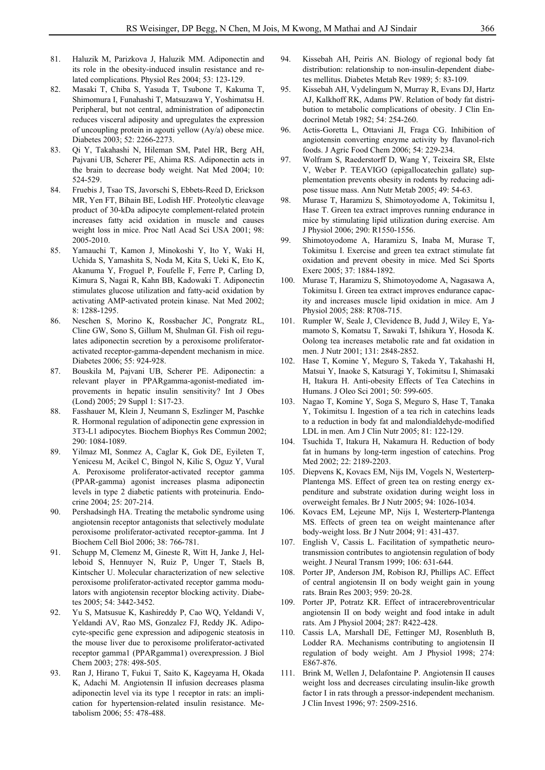81. Haluzik M, Parizkova J, Haluzik MM. Adiponectin and its role in the obesity-induced insulin resistance and related complications. Physiol Res 2004; 53: 123-129.
82. Masaki T, Chiba S, Yasuda T, Tsubone T, Kakuma T, Shimomura I, Funahashi T, Matsuzawa Y, Yoshimatsu H. Peripheral, but not central, administration of adiponectin reduces visceral adiposity and upregulates the expression of uncoupling protein in agouti yellow (Ay/a) obese mice. Diabetes 2003; 52: 2266-2273.
83. Qi Y, Takahashi N, Hileman SM, Patel HR, Berg AH, Pajvani UB, Scherer PE, Ahima RS. Adiponectin acts in the brain to decrease body weight. Nat Med 2004; 10: 524-529.
84. Fruebis J, Tsao TS, Javorschi S, Ebbets-Reed D, Erickson MR, Yen FT, Bihain BE, Lodish HF. Proteolytic cleavage product of 30-kDa adipocyte complement-related protein increases fatty acid oxidation in muscle and causes weight loss in mice. Proc Natl Acad Sci USA 2001; 98: 2005-2010.
85. Yamauchi T, Kamon J, Minokoshi Y, Ito Y, Waki H, Uchida S, Yamashita S, Noda M, Kita S, Ueki K, Eto K, Akanuma Y, Froguel P, Foufelle F, Ferre P, Carling D, Kimura S, Nagai R, Kahn BB, Kadowaki T. Adiponectin stimulates glucose utilization and fatty-acid oxidation by activating AMP-activated protein kinase. Nat Med 2002; 8: 1288-1295.
86. Neschen S, Morino K, Rossbacher JC, Pongratz RL, Cline GW, Sono S, Gillum M, Shulman GI. Fish oil regulates adiponectin secretion by a peroxisome proliferator-activated receptor-gamma-dependent mechanism in mice. Diabetes 2006; 55: 924-928.
87. Bouskila M, Pajvani UB, Scherer PE. Adiponectin: a relevant player in PPARgamma-agonist-mediated improvements in hepatic insulin sensitivity? Int J Obes (Lond) 2005; 29 Suppl 1: S17-23.
88. Fasshauer M, Klein J, Neumann S, Eszlinger M, Paschke R. Hormonal regulation of adiponectin gene expression in 3T3-L1 adipocytes. Biochem Biophys Res Commun 2002; 290: 1084-1089.
89. Yilmaz MI, Sonmez A, Caglar K, Gok DE, Eyileten T, Yenicesu M, Acikel C, Bingol N, Kilic S, Oguz Y, Vural A. Peroxisome proliferator-activated receptor gamma (PPAR-gamma) agonist increases plasma adiponectin levels in type 2 diabetic patients with proteinuria. Endocrine 2004; 25: 207-214.
90. Pershadsingh HA. Treating the metabolic syndrome using angiotensin receptor antagonists that selectively modulate peroxisome proliferator-activated receptor-gamma. Int J Biochem Cell Biol 2006; 38: 766-781.
91. Schupp M, Clemenz M, Gineste R, Witt H, Janke J, Helleboid S, Hennuyer N, Ruiz P, Unger T, Staels B, Kintscher U. Molecular characterization of new selective peroxisome proliferator-activated receptor gamma modulators with angiotensin receptor blocking activity. Diabetes 2005; 54: 3442-3452.
92. Yu S, Matsusue K, Kashireddy P, Cao WQ, Yeldandi V, Yeldandi AV, Rao MS, Gonzalez FJ, Reddy JK. Adipocyte-specific gene expression and adipogenic steatosis in the mouse liver due to peroxisome proliferator-activated receptor gamma1 (PPARgamma1) overexpression. J Biol Chem 2003; 278: 498-505.
93. Ran J, Hirano T, Fukui T, Saito K, Kageyama H, Okada K, Adachi M. Angiotensin II infusion decreases plasma adiponectin level via its type 1 receptor in rats: an implication for hypertension-related insulin resistance. Metabolism 2006; 55: 478-488.
94. Kissebah AH, Peiris AN. Biology of regional body fat distribution: relationship to non-insulin-dependent diabetes mellitus. Diabetes Metab Rev 1989; 5: 83-109.
95. Kissebah AH, Vydelingum N, Murray R, Evans DJ, Hartz AJ, Kalkhoff RK, Adams PW. Relation of body fat distribution to metabolic complications of obesity. J Clin Endocrinol Metab 1982; 54: 254-260.
96. Actis-Goretta L, Ottaviani JI, Fraga CG. Inhibition of angiotensin converting enzyme activity by flavanol-rich foods. J Agric Food Chem 2006; 54: 229-234.
97. Wolfram S, Raederstorff D, Wang Y, Teixeira SR, Elste V, Weber P. TEAVIGO (epigallocatechin gallate) supplementation prevents obesity in rodents by reducing adipose tissue mass. Ann Nutr Metab 2005; 49: 54-63.
98. Murase T, Haramizu S, Shimotoyodome A, Tokimitsu I, Hase T. Green tea extract improves running endurance in mice by stimulating lipid utilization during exercise. Am J Physiol 2006; 290: R1550-1556.
99. Shimotoyodome A, Haramizu S, Inaba M, Murase T, Tokimitsu I. Exercise and green tea extract stimulate fat oxidation and prevent obesity in mice. Med Sci Sports Exerc 2005; 37: 1884-1892.
100. Murase T, Haramizu S, Shimotoyodome A, Nagasawa A, Tokimitsu I. Green tea extract improves endurance capacity and increases muscle lipid oxidation in mice. Am J Physiol 2005; 288: R708-715.
101. Rumpler W, Seale J, Clevidence B, Judd J, Wiley E, Yamamoto S, Komatsu T, Sawaki T, Ishikura Y, Hosoda K. Oolong tea increases metabolic rate and fat oxidation in men. J Nutr 2001; 131: 2848-2852.
102. Hase T, Komine Y, Meguro S, Takeda Y, Takahashi H, Matsui Y, Inaoke S, Katsuragi Y, Tokimitsu I, Shimasaki H, Itakura H. Anti-obesity Effects of Tea Catechins in Humans. J Oleo Sci 2001; 50: 599-605.
103. Nagao T, Komine Y, Soga S, Meguro S, Hase T, Tanaka Y, Tokimitsu I. Ingestion of a tea rich in catechins leads to a reduction in body fat and malondialdehyde-modified LDL in men. Am J Clin Nutr 2005; 81: 122-129.
104. Tsuchida T, Itakura H, Nakamura H. Reduction of body fat in humans by long-term ingestion of catechins. Prog Med 2002; 22: 2189-2203.
105. Diepvens K, Kovacs EM, Nijs IM, Vogels N, Westerterp-Plantenga MS. Effect of green tea on resting energy expenditure and substrate oxidation during weight loss in overweight females. Br J Nutr 2005; 94: 1026-1034.
106. Kovacs EM, Lejeune MP, Nijs I, Westerterp-Plantenga MS. Effects of green tea on weight maintenance after body-weight loss. Br J Nutr 2004; 91: 431-437.
107. English V, Cassis L. Facilitation of sympathetic neurotransmission contributes to angiotensin regulation of body weight. J Neural Transm 1999; 106: 631-644.
108. Porter JP, Anderson JM, Robison RJ, Phillips AC. Effect of central angiotensin II on body weight gain in young rats. Brain Res 2003; 959: 20-28.
109. Porter JP, Potratz KR. Effect of intracerebroventricular angiotensin II on body weight and food intake in adult rats. Am J Physiol 2004; 287: R422-428.
110. Cassis LA, Marshall DE, Fettinger MJ, Rosenbluth B, Lodder RA. Mechanisms contributing to angiotensin II regulation of body weight. Am J Physiol 1998; 274: E867-876.
111. Brink M, Wellen J, Delafontaine P. Angiotensin II causes weight loss and decreases circulating insulin-like growth factor I in rats through a pressor-independent mechanism. J Clin Invest 1996; 97: 2509-2516.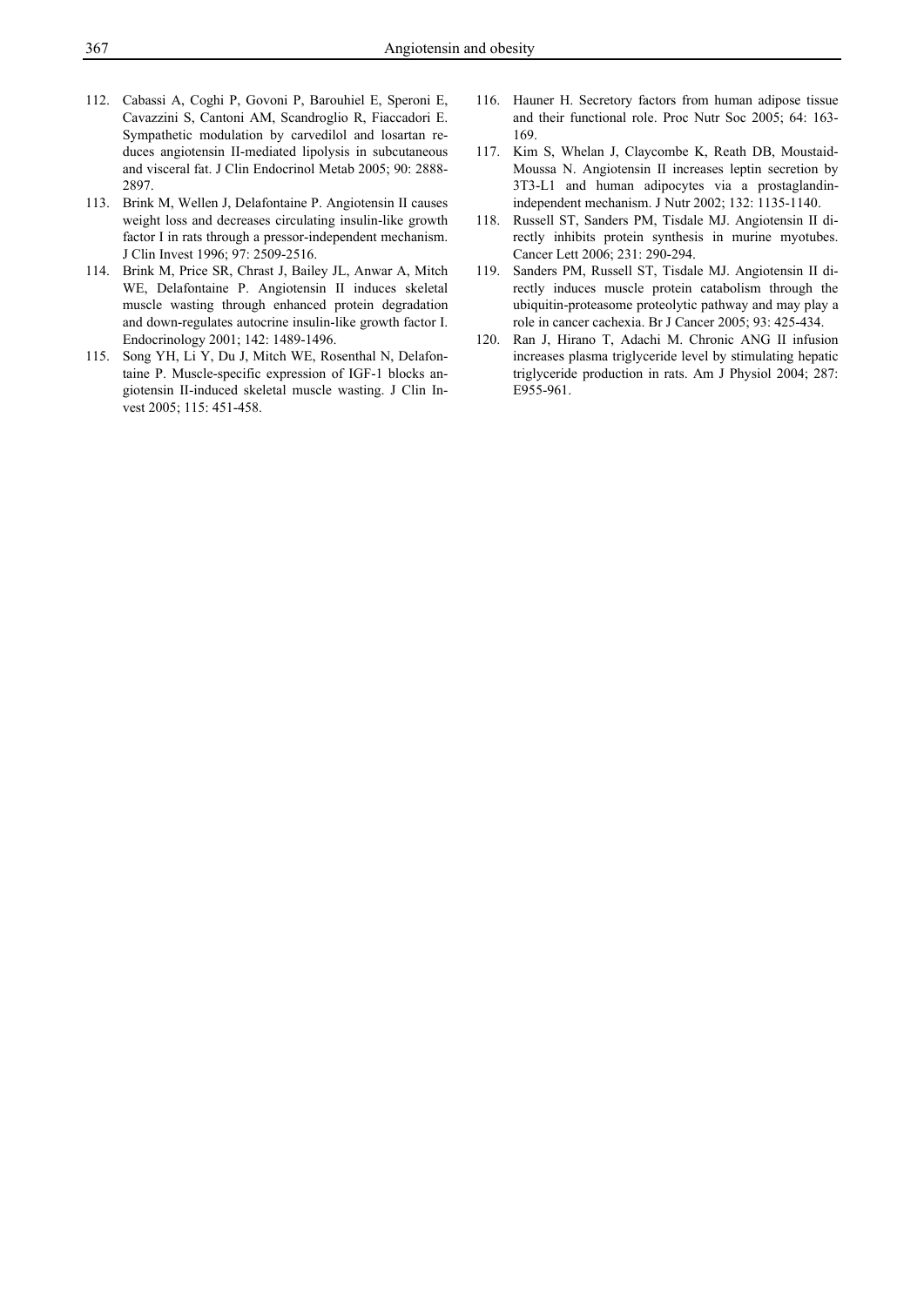112. Cabassi A, Coghi P, Govoni P, Barouhiel E, Speroni E, Cavazzini S, Cantoni AM, Scandroglio R, Fiaccadori E. Sympathetic modulation by carvedilol and losartan reduces angiotensin II-mediated lipolysis in subcutaneous and visceral fat. J Clin Endocrinol Metab 2005; 90: 2888-2897.
113. Brink M, Wellen J, Delafontaine P. Angiotensin II causes weight loss and decreases circulating insulin-like growth factor I in rats through a pressor-independent mechanism. J Clin Invest 1996; 97: 2509-2516.
114. Brink M, Price SR, Chrast J, Bailey JL, Anwar A, Mitch WE, Delafontaine P. Angiotensin II induces skeletal muscle wasting through enhanced protein degradation and down-regulates autocrine insulin-like growth factor I. Endocrinology 2001; 142: 1489-1496.
115. Song YH, Li Y, Du J, Mitch WE, Rosenthal N, Delafontaine P. Muscle-specific expression of IGF-1 blocks angiotensin II-induced skeletal muscle wasting. J Clin Invest 2005; 115: 451-458.
116. Hauner H. Secretory factors from human adipose tissue and their functional role. Proc Nutr Soc 2005; 64: 163-169.
117. Kim S, Whelan J, Claycombe K, Reath DB, Moustaid-Moussa N. Angiotensin II increases leptin secretion by 3T3-L1 and human adipocytes via a prostaglandin-independent mechanism. J Nutr 2002; 132: 1135-1140.
118. Russell ST, Sanders PM, Tisdale MJ. Angiotensin II directly inhibits protein synthesis in murine myotubes. Cancer Lett 2006; 231: 290-294.
119. Sanders PM, Russell ST, Tisdale MJ. Angiotensin II directly induces muscle protein catabolism through the ubiquitin-proteasome proteolytic pathway and may play a role in cancer cachexia. Br J Cancer 2005; 93: 425-434.
120. Ran J, Hirano T, Adachi M. Chronic ANG II infusion increases plasma triglyceride level by stimulating hepatic triglyceride production in rats. Am J Physiol 2004; 287: E955-961.